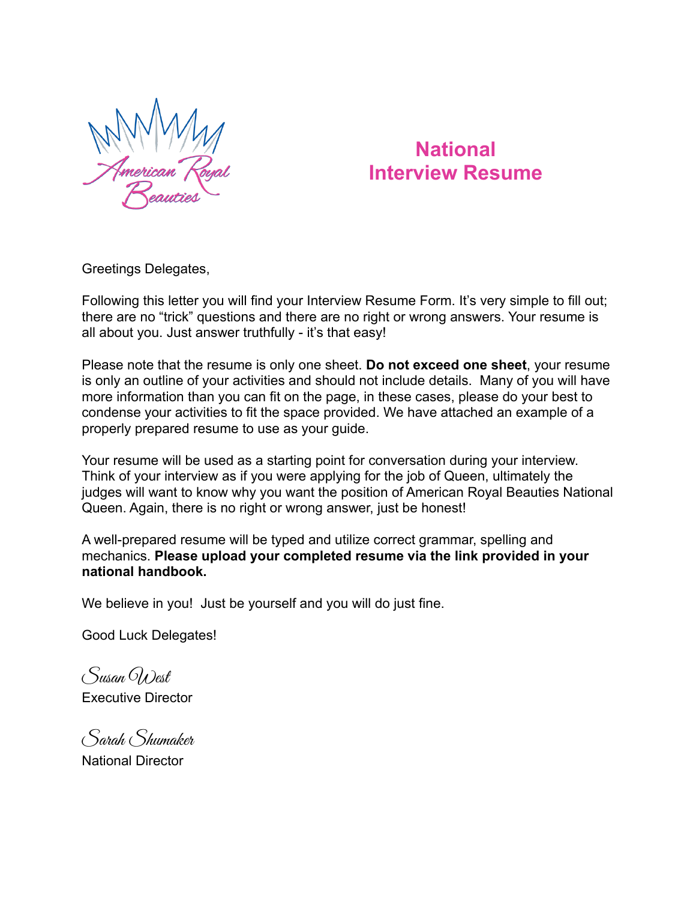# National Interview Resume

Greetings Delegates,

Following this letter you will find your Interview Resume Form. It's very simple to fill out; there are no "trick" questions and there are no right or wrong answers. Your resume is all about you. Just answer truthfully - it's that easy!

Please note that the resume is only one sheet. **Do not exceed one sheet**, your resume is only an outline of your activities and should not include details. Many of you will have more information than you can fit on the page, in these cases, please do your best to condense your activities to fit the space provided. We have attached an example of a properly prepared resume to use as your guide.

Your resume will be used as a starting point for conversation during your interview. Think of your interview as if you were applying for the job of Queen, ultimately the judges will want to know why you want the position of American Royal Beauties National Queen. Again, there is no right or wrong answer, just be honest!

A well-prepared resume will be typed and utilize correct grammar, spelling and mechanics. **Please upload your completed resume via the link provided in your national handbook.**

We believe in you! Just be yourself and you will do just fine.

Good Luck Delegates!

*Susan West*
Executive Director

*Sarah Shumaker*
National Director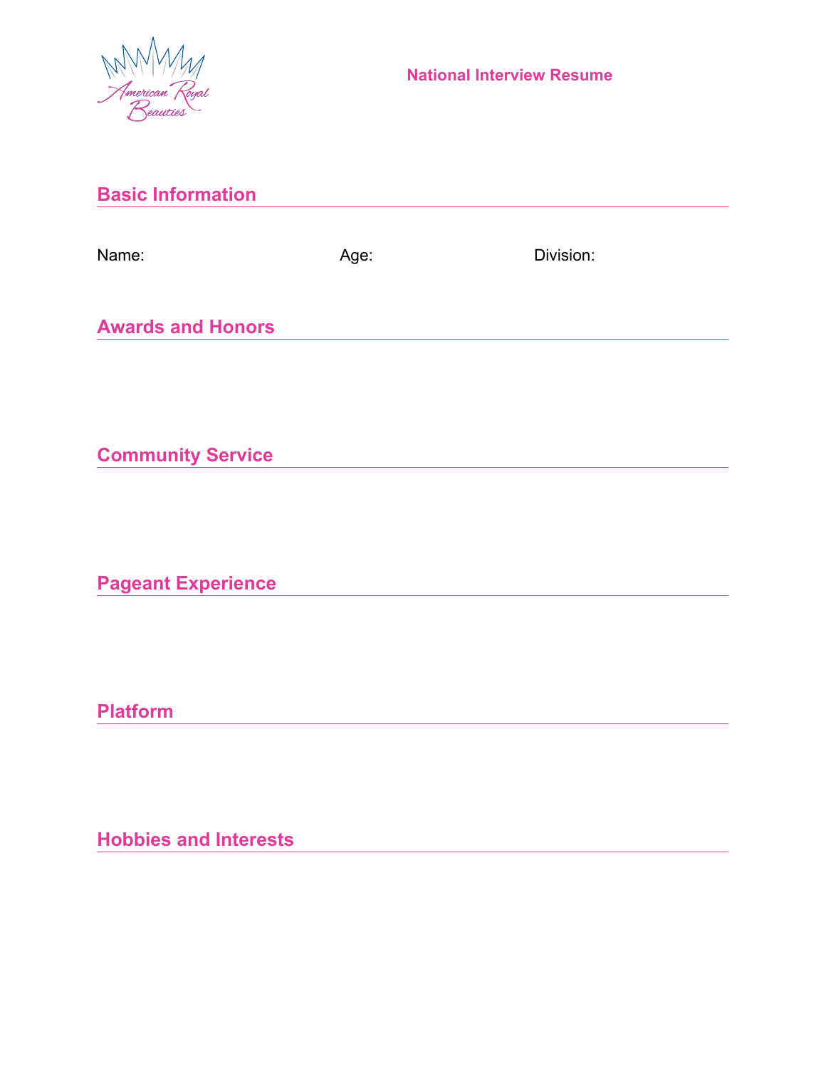American Royal Beauties

**National Interview Resume**

## Basic Information

Name: Age: Division:

## Awards and Honors

## Community Service

## Pageant Experience

## Platform

## Hobbies and Interests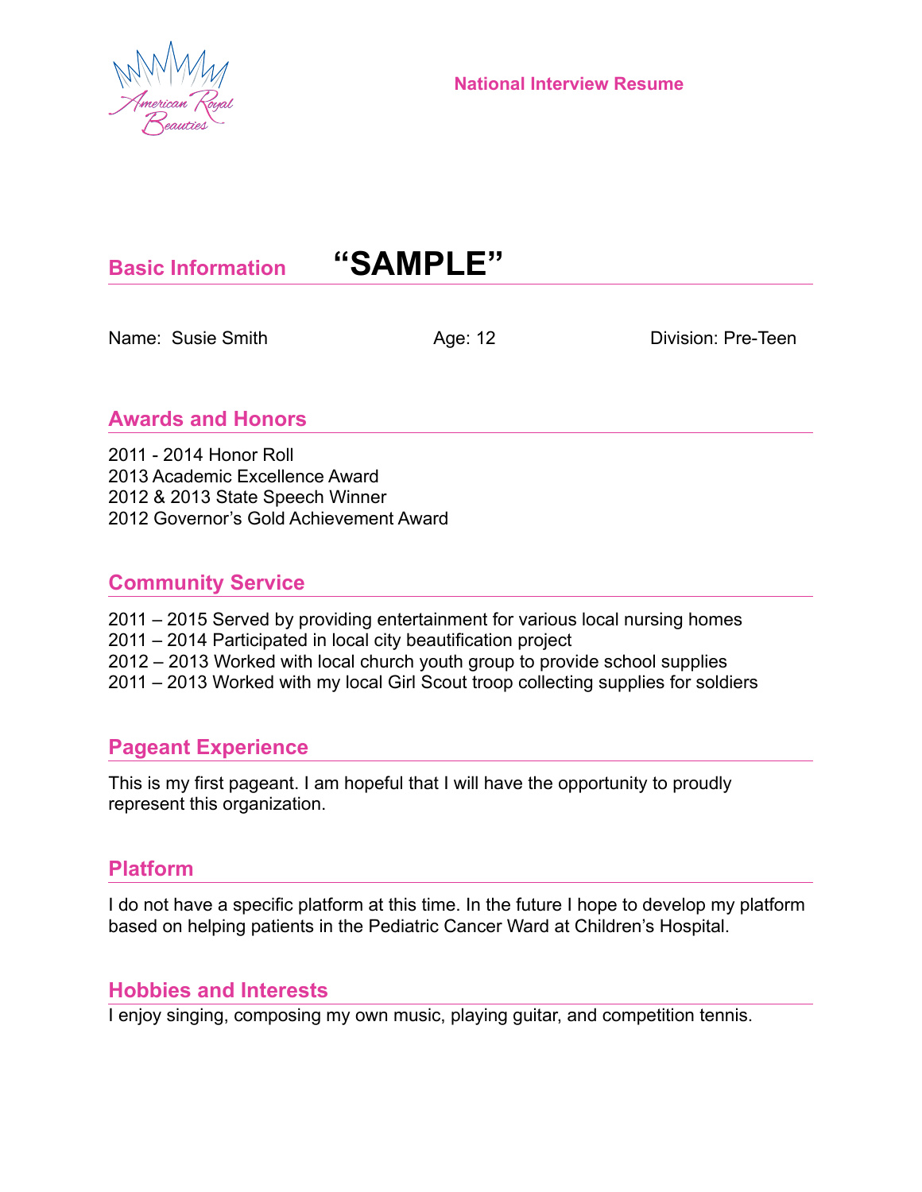American Royal Beauties

National Interview Resume

## Basic Information

# "SAMPLE"

Name: Susie Smith　　Age: 12　　Division: Pre-Teen

## Awards and Honors

2011 - 2014 Honor Roll
2013 Academic Excellence Award
2012 & 2013 State Speech Winner
2012 Governor's Gold Achievement Award

## Community Service

2011 – 2015 Served by providing entertainment for various local nursing homes
2011 – 2014 Participated in local city beautification project
2012 – 2013 Worked with local church youth group to provide school supplies
2011 – 2013 Worked with my local Girl Scout troop collecting supplies for soldiers

## Pageant Experience

This is my first pageant. I am hopeful that I will have the opportunity to proudly represent this organization.

## Platform

I do not have a specific platform at this time. In the future I hope to develop my platform based on helping patients in the Pediatric Cancer Ward at Children's Hospital.

## Hobbies and Interests

I enjoy singing, composing my own music, playing guitar, and competition tennis.